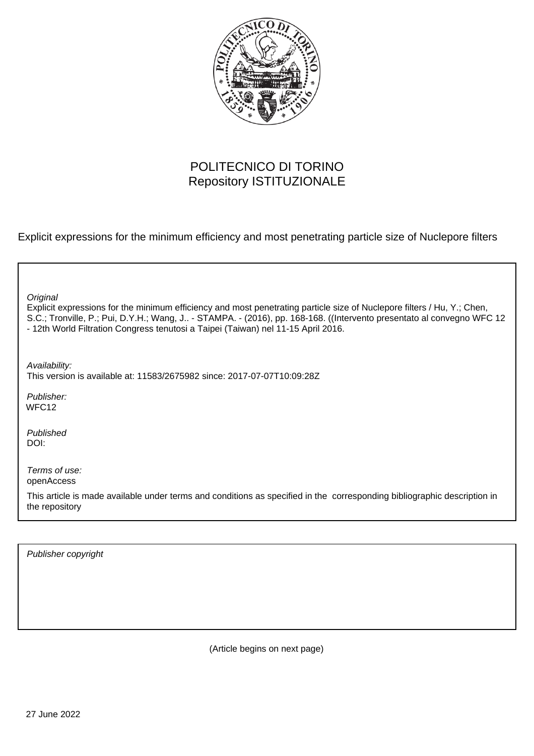POLITECNICO DI TORINO
Repository ISTITUZIONALE

Explicit expressions for the minimum efficiency and most penetrating particle size of Nuclepore filters

*Original*
Explicit expressions for the minimum efficiency and most penetrating particle size of Nuclepore filters / Hu, Y.; Chen, S.C.; Tronville, P.; Pui, D.Y.H.; Wang, J.. - STAMPA. - (2016), pp. 168-168. ((Intervento presentato al convegno WFC 12 - 12th World Filtration Congress tenutosi a Taipei (Taiwan) nel 11-15 April 2016.

*Availability:*
This version is available at: 11583/2675982 since: 2017-07-07T10:09:28Z

*Publisher:*
WFC12

*Published*
DOI:

*Terms of use:*
openAccess

This article is made available under terms and conditions as specified in the corresponding bibliographic description in the repository

*Publisher copyright*

(Article begins on next page)

27 June 2022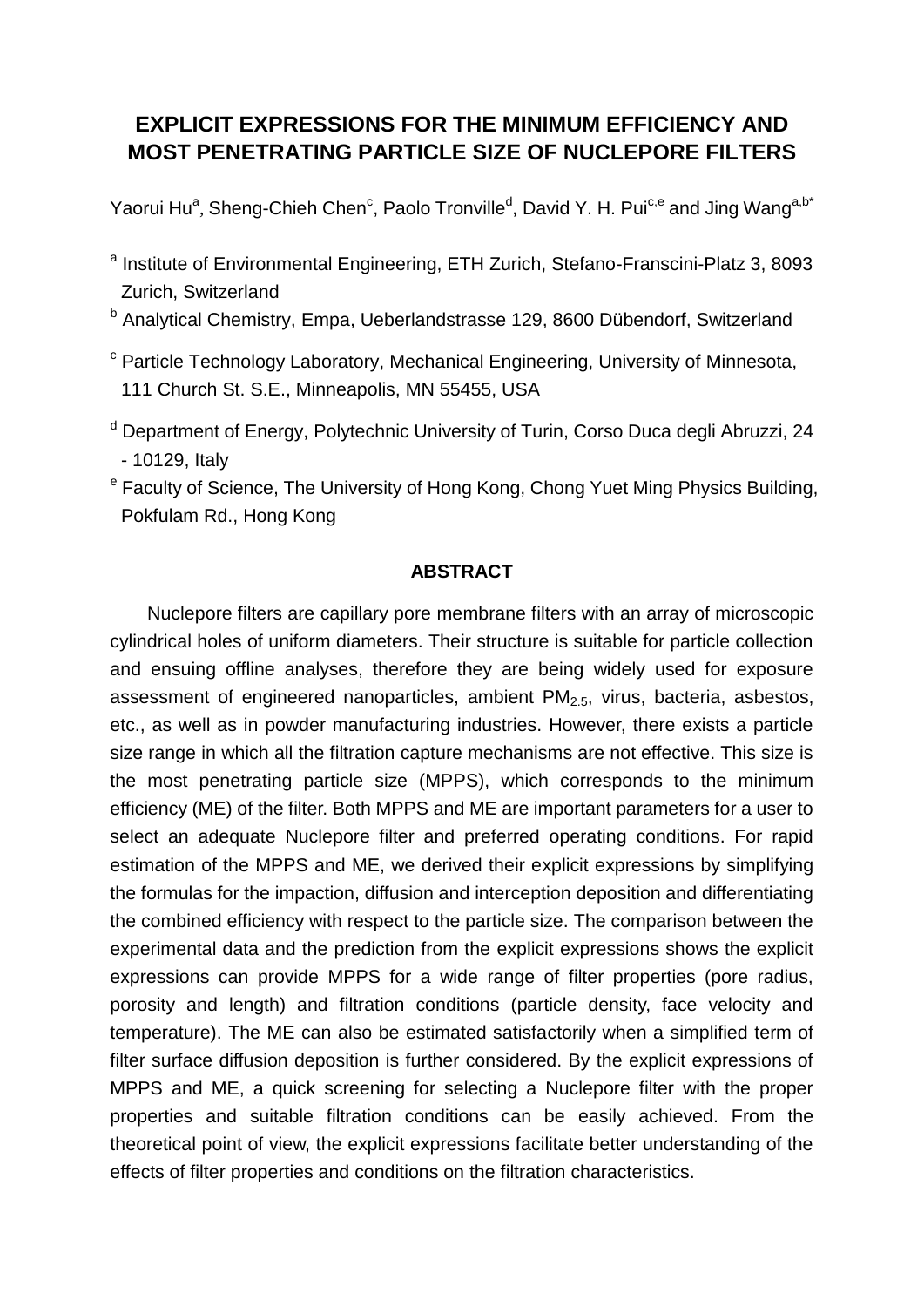# EXPLICIT EXPRESSIONS FOR THE MINIMUM EFFICIENCY AND MOST PENETRATING PARTICLE SIZE OF NUCLEPORE FILTERS

Yaorui Hu[a], Sheng-Chieh Chen[c], Paolo Tronville[d], David Y. H. Pui[c,e] and Jing Wang[a,b*]

[a] Institute of Environmental Engineering, ETH Zurich, Stefano-Franscini-Platz 3, 8093 Zurich, Switzerland

[b] Analytical Chemistry, Empa, Ueberlandstrasse 129, 8600 Dübendorf, Switzerland

[c] Particle Technology Laboratory, Mechanical Engineering, University of Minnesota, 111 Church St. S.E., Minneapolis, MN 55455, USA

[d] Department of Energy, Polytechnic University of Turin, Corso Duca degli Abruzzi, 24 - 10129, Italy

[e] Faculty of Science, The University of Hong Kong, Chong Yuet Ming Physics Building, Pokfulam Rd., Hong Kong

## ABSTRACT

Nuclepore filters are capillary pore membrane filters with an array of microscopic cylindrical holes of uniform diameters. Their structure is suitable for particle collection and ensuing offline analyses, therefore they are being widely used for exposure assessment of engineered nanoparticles, ambient $PM_{2.5}$, virus, bacteria, asbestos, etc., as well as in powder manufacturing industries. However, there exists a particle size range in which all the filtration capture mechanisms are not effective. This size is the most penetrating particle size (MPPS), which corresponds to the minimum efficiency (ME) of the filter. Both MPPS and ME are important parameters for a user to select an adequate Nuclepore filter and preferred operating conditions. For rapid estimation of the MPPS and ME, we derived their explicit expressions by simplifying the formulas for the impaction, diffusion and interception deposition and differentiating the combined efficiency with respect to the particle size. The comparison between the experimental data and the prediction from the explicit expressions shows the explicit expressions can provide MPPS for a wide range of filter properties (pore radius, porosity and length) and filtration conditions (particle density, face velocity and temperature). The ME can also be estimated satisfactorily when a simplified term of filter surface diffusion deposition is further considered. By the explicit expressions of MPPS and ME, a quick screening for selecting a Nuclepore filter with the proper properties and suitable filtration conditions can be easily achieved. From the theoretical point of view, the explicit expressions facilitate better understanding of the effects of filter properties and conditions on the filtration characteristics.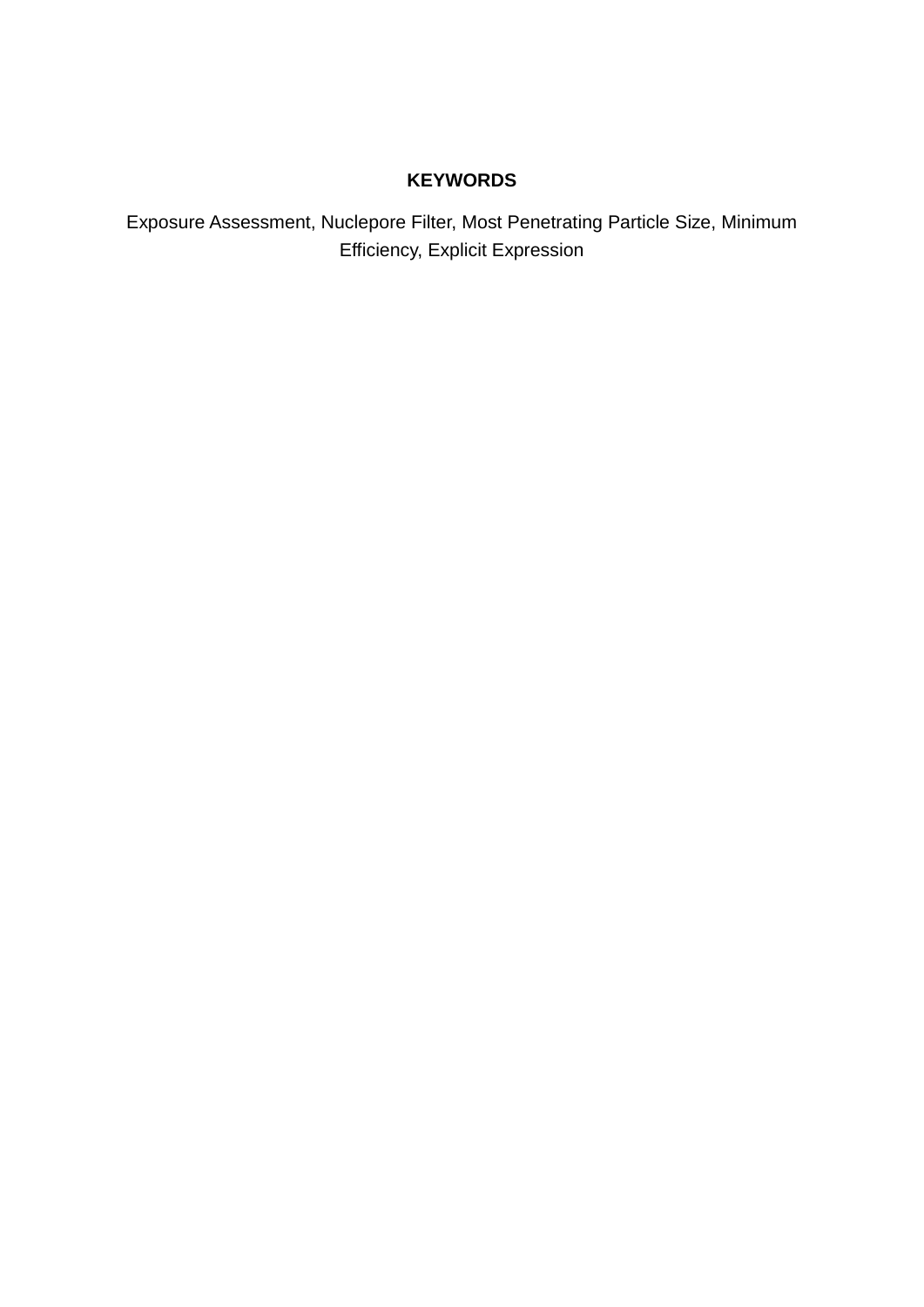**KEYWORDS**

Exposure Assessment, Nuclepore Filter, Most Penetrating Particle Size, Minimum Efficiency, Explicit Expression